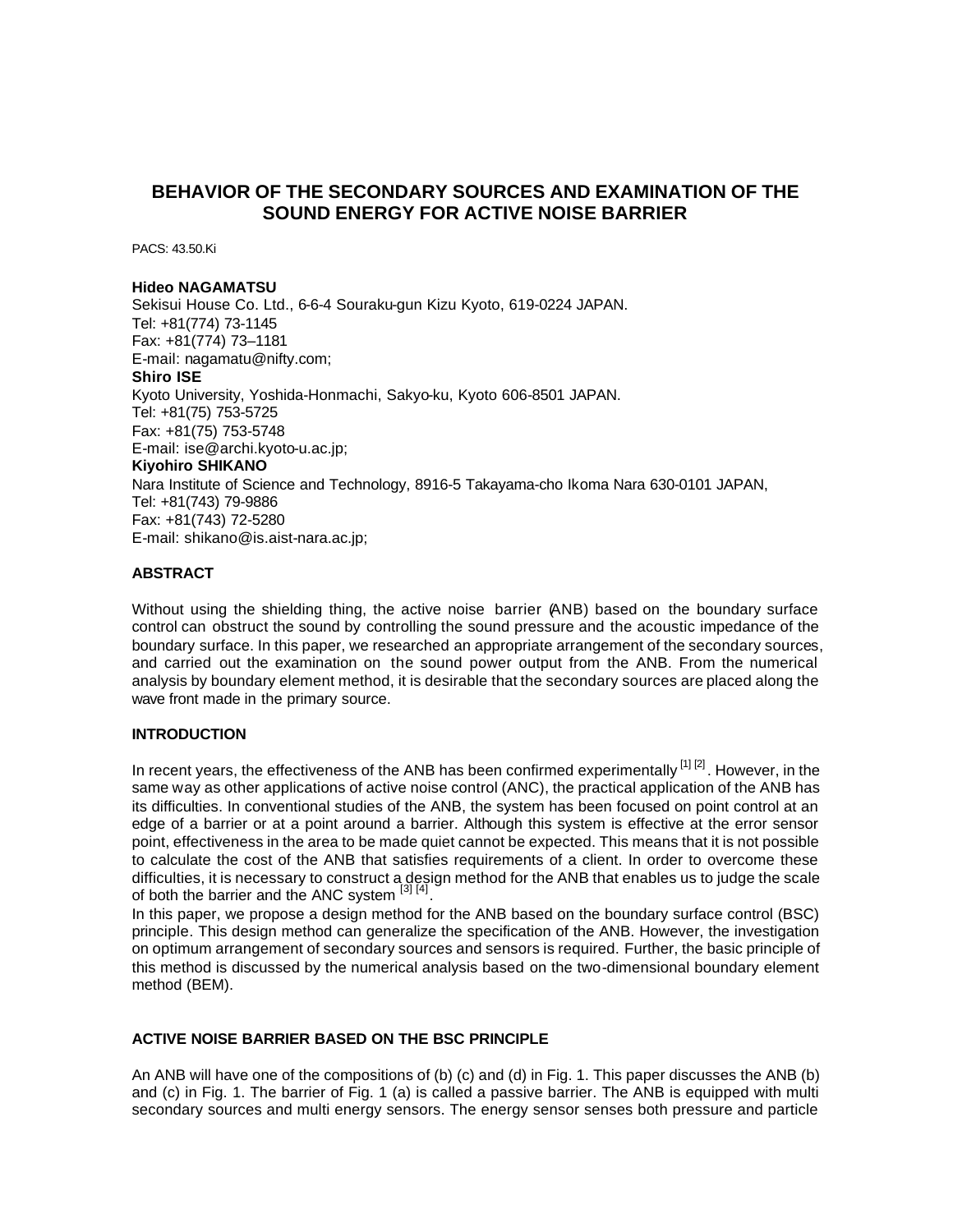# BEHAVIOR OF THE SECONDARY SOURCES AND EXAMINATION OF THE SOUND ENERGY FOR ACTIVE NOISE BARRIER

PACS: 43.50.Ki

**Hideo NAGAMATSU**
Sekisui House Co. Ltd., 6-6-4 Souraku-gun Kizu Kyoto, 619-0224 JAPAN.
Tel: +81(774) 73-1145
Fax: +81(774) 73–1181
E-mail: nagamatu@nifty.com;
**Shiro ISE**
Kyoto University, Yoshida-Honmachi, Sakyo-ku, Kyoto 606-8501 JAPAN.
Tel: +81(75) 753-5725
Fax: +81(75) 753-5748
E-mail: ise@archi.kyoto-u.ac.jp;
**Kiyohiro SHIKANO**
Nara Institute of Science and Technology, 8916-5 Takayama-cho Ikoma Nara 630-0101 JAPAN,
Tel: +81(743) 79-9886
Fax: +81(743) 72-5280
E-mail: shikano@is.aist-nara.ac.jp;

## ABSTRACT

Without using the shielding thing, the active noise barrier (ANB) based on the boundary surface control can obstruct the sound by controlling the sound pressure and the acoustic impedance of the boundary surface. In this paper, we researched an appropriate arrangement of the secondary sources, and carried out the examination on the sound power output from the ANB. From the numerical analysis by boundary element method, it is desirable that the secondary sources are placed along the wave front made in the primary source.

## INTRODUCTION

In recent years, the effectiveness of the ANB has been confirmed experimentally [1] [2]. However, in the same way as other applications of active noise control (ANC), the practical application of the ANB has its difficulties. In conventional studies of the ANB, the system has been focused on point control at an edge of a barrier or at a point around a barrier. Although this system is effective at the error sensor point, effectiveness in the area to be made quiet cannot be expected. This means that it is not possible to calculate the cost of the ANB that satisfies requirements of a client. In order to overcome these difficulties, it is necessary to construct a design method for the ANB that enables us to judge the scale of both the barrier and the ANC system [3] [4].

In this paper, we propose a design method for the ANB based on the boundary surface control (BSC) principle. This design method can generalize the specification of the ANB. However, the investigation on optimum arrangement of secondary sources and sensors is required. Further, the basic principle of this method is discussed by the numerical analysis based on the two-dimensional boundary element method (BEM).

## ACTIVE NOISE BARRIER BASED ON THE BSC PRINCIPLE

An ANB will have one of the compositions of (b) (c) and (d) in Fig. 1. This paper discusses the ANB (b) and (c) in Fig. 1. The barrier of Fig. 1 (a) is called a passive barrier. The ANB is equipped with multi secondary sources and multi energy sensors. The energy sensor senses both pressure and particle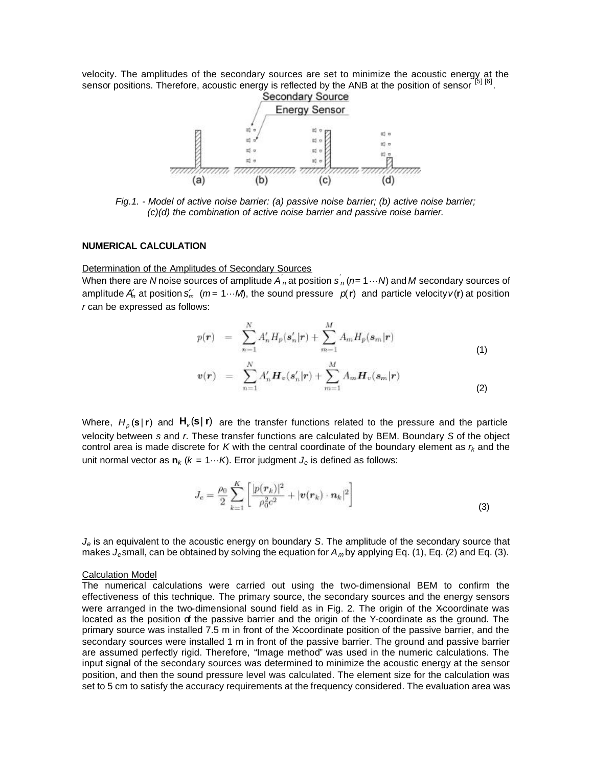velocity. The amplitudes of the secondary sources are set to minimize the acoustic energy at the sensor positions. Therefore, acoustic energy is reflected by the ANB at the position of sensor [5] [6].

Secondary Source

Energy Sensor

(a)

(b)

(c)

(d)

*Fig.1. - Model of active noise barrier: (a) passive noise barrier; (b) active noise barrier; (c)(d) the combination of active noise barrier and passive noise barrier.*

**NUMERICAL CALCULATION**

Determination of the Amplitudes of Secondary Sources

When there are $N$ noise sources of amplitude $A'_n$ at position $s'_n$ ($n = 1 \cdots N$) and $M$ secondary sources of amplitude $A'_m$ at position $s'_m$ ($m = 1 \cdots M$), the sound pressure $p(\mathbf{r})$ and particle velocity $v(\mathbf{r})$ at position $r$ can be expressed as follows:

$$p(\boldsymbol{r}) = \sum_{n=1}^{N} A'_n H_p(\boldsymbol{s}'_n|\boldsymbol{r}) + \sum_{m=1}^{M} A_m H_p(\boldsymbol{s}_m|\boldsymbol{r}) \tag{1}$$

$$\boldsymbol{v}(\boldsymbol{r}) = \sum_{n=1}^{N} A'_n \boldsymbol{H}_v(\boldsymbol{s}'_n|\boldsymbol{r}) + \sum_{m=1}^{M} A_m \boldsymbol{H}_v(\boldsymbol{s}_m|\boldsymbol{r}) \tag{2}$$

Where, $H_p(\mathbf{s}|\mathbf{r})$ and $\mathbf{H}_v(\mathbf{s}|\mathbf{r})$ are the transfer functions related to the pressure and the particle velocity between $s$ and $r$. These transfer functions are calculated by BEM. Boundary $S$ of the object control area is made discrete for $K$ with the central coordinate of the boundary element as $r_k$ and the unit normal vector as $\mathbf{n}_k$ ($k = 1 \cdots K$). Error judgment $J_e$ is defined as follows:

$$J_e = \frac{\rho_0}{2} \sum_{k=1}^{K} \left[ \frac{|p(\boldsymbol{r}_k)|^2}{\rho_0^2 c^2} + |\boldsymbol{v}(\boldsymbol{r}_k) \cdot \boldsymbol{n}_k|^2 \right] \tag{3}$$

$J_e$ is an equivalent to the acoustic energy on boundary $S$. The amplitude of the secondary source that makes $J_e$ small, can be obtained by solving the equation for $A_m$ by applying Eq. (1), Eq. (2) and Eq. (3).

Calculation Model

The numerical calculations were carried out using the two-dimensional BEM to confirm the effectiveness of this technique. The primary source, the secondary sources and the energy sensors were arranged in the two-dimensional sound field as in Fig. 2. The origin of the X-coordinate was located as the position of the passive barrier and the origin of the Y-coordinate as the ground. The primary source was installed 7.5 m in front of the X-coordinate position of the passive barrier, and the secondary sources were installed 1 m in front of the passive barrier. The ground and passive barrier are assumed perfectly rigid. Therefore, "Image method" was used in the numeric calculations. The input signal of the secondary sources was determined to minimize the acoustic energy at the sensor position, and then the sound pressure level was calculated. The element size for the calculation was set to 5 cm to satisfy the accuracy requirements at the frequency considered. The evaluation area was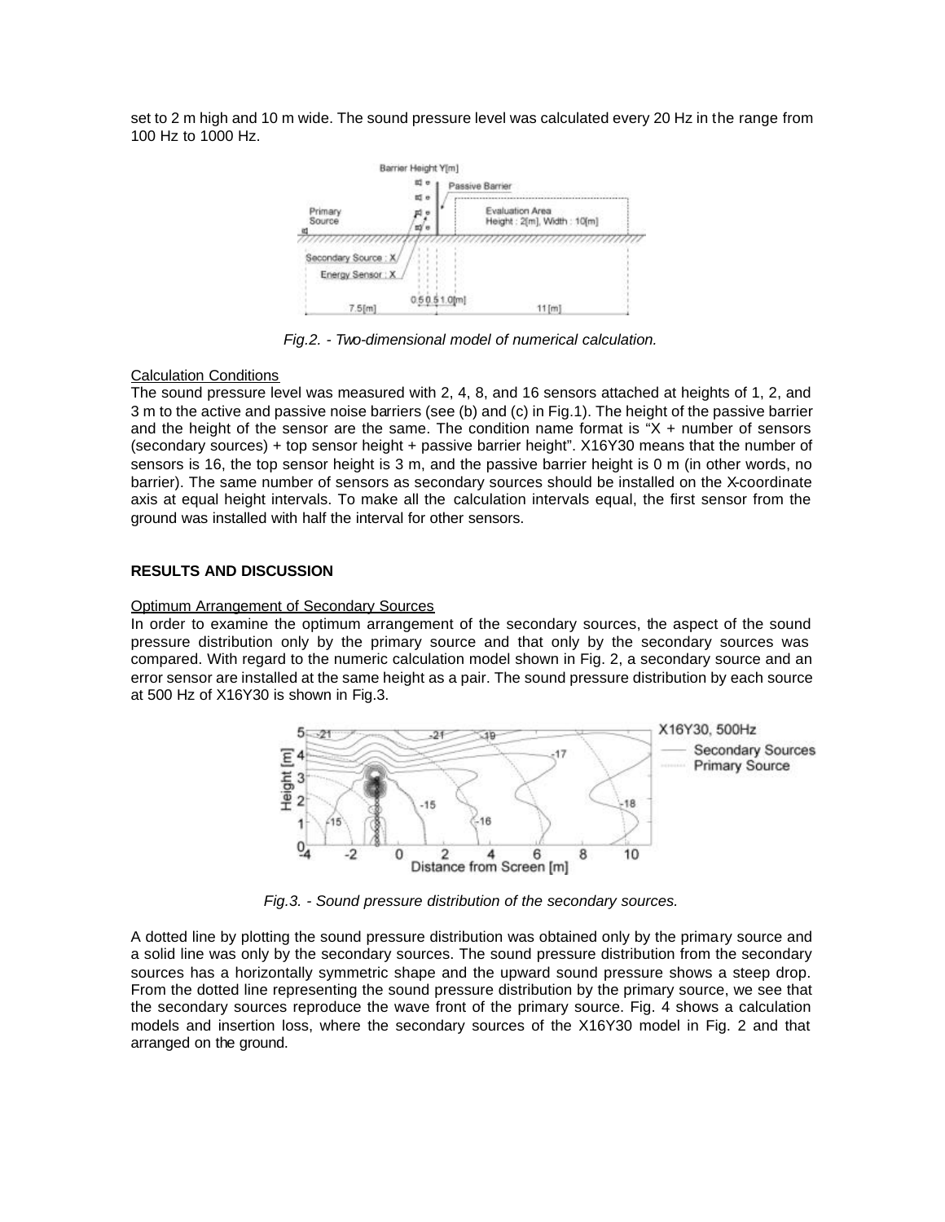set to 2 m high and 10 m wide. The sound pressure level was calculated every 20 Hz in the range from 100 Hz to 1000 Hz.

Barrier Height Y[m]

Passive Barrier

Primary Source

Evaluation Area Height : 2[m], Width : 10[m]

Secondary Source : X

Energy Sensor : X

0.5 0.5 1.0[m]

7.5[m]

11 [m]

*Fig.2. - Two-dimensional model of numerical calculation.*

Calculation Conditions

The sound pressure level was measured with 2, 4, 8, and 16 sensors attached at heights of 1, 2, and 3 m to the active and passive noise barriers (see (b) and (c) in Fig.1). The height of the passive barrier and the height of the sensor are the same. The condition name format is "X + number of sensors (secondary sources) + top sensor height + passive barrier height". X16Y30 means that the number of sensors is 16, the top sensor height is 3 m, and the passive barrier height is 0 m (in other words, no barrier). The same number of sensors as secondary sources should be installed on the X-coordinate axis at equal height intervals. To make all the calculation intervals equal, the first sensor from the ground was installed with half the interval for other sensors.

## RESULTS AND DISCUSSION

Optimum Arrangement of Secondary Sources

In order to examine the optimum arrangement of the secondary sources, the aspect of the sound pressure distribution only by the primary source and that only by the secondary sources was compared. With regard to the numeric calculation model shown in Fig. 2, a secondary source and an error sensor are installed at the same height as a pair. The sound pressure distribution by each source at 500 Hz of X16Y30 is shown in Fig.3.

X16Y30, 500Hz

Secondary Sources

Primary Source

Height [m]

Distance from Screen [m]

-21 -21 -19 -17 -15 -15 -16 -18

*Fig.3. - Sound pressure distribution of the secondary sources.*

A dotted line by plotting the sound pressure distribution was obtained only by the primary source and a solid line was only by the secondary sources. The sound pressure distribution from the secondary sources has a horizontally symmetric shape and the upward sound pressure shows a steep drop. From the dotted line representing the sound pressure distribution by the primary source, we see that the secondary sources reproduce the wave front of the primary source. Fig. 4 shows a calculation models and insertion loss, where the secondary sources of the X16Y30 model in Fig. 2 and that arranged on the ground.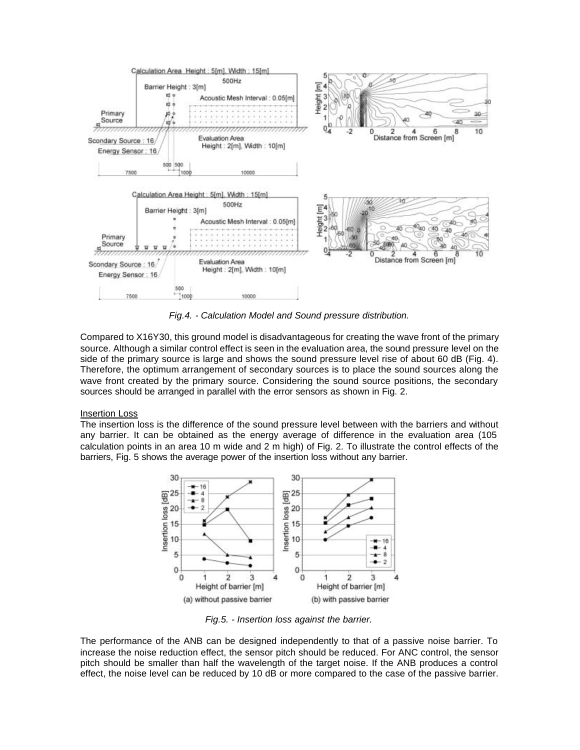Calculation Area Height : 5[m], Width : 15[m]

500Hz

Barrier Height : 3[m]

Acoustic Mesh Interval : 0.05[m]

Primary Source

Scondary Source : 16

Energy Sensor : 16

Evaluation Area Height : 2[m], Width : 10[m]

500 500

7500 1000 10000

Height [m]

Distance from Screen [m]

Calculation Area Height : 5[m], Width : 15[m]

500Hz

Barrier Height : 3[m]

Acoustic Mesh Interval : 0.05[m]

Primary Source

Scondary Source : 16

Energy Sensor : 16

Evaluation Area Height : 2[m], Width : 10[m]

500

7500 1000 10000

Height [m]

Distance from Screen [m]

*Fig.4. - Calculation Model and Sound pressure distribution.*

Compared to X16Y30, this ground model is disadvantageous for creating the wave front of the primary source. Although a similar control effect is seen in the evaluation area, the sound pressure level on the side of the primary source is large and shows the sound pressure level rise of about 60 dB (Fig. 4). Therefore, the optimum arrangement of secondary sources is to place the sound sources along the wave front created by the primary source. Considering the sound source positions, the secondary sources should be arranged in parallel with the error sensors as shown in Fig. 2.

## Insertion Loss

The insertion loss is the difference of the sound pressure level between with the barriers and without any barrier. It can be obtained as the energy average of difference in the evaluation area (105 calculation points in an area 10 m wide and 2 m high) of Fig. 2. To illustrate the control effects of the barriers, Fig. 5 shows the average power of the insertion loss without any barrier.

Insertion loss [dB]

Height of barrier [m]

16, 4, 8, 2

(a) without passive barrier

(b) with passive barrier

*Fig.5. - Insertion loss against the barrier.*

The performance of the ANB can be designed independently to that of a passive noise barrier. To increase the noise reduction effect, the sensor pitch should be reduced. For ANC control, the sensor pitch should be smaller than half the wavelength of the target noise. If the ANB produces a control effect, the noise level can be reduced by 10 dB or more compared to the case of the passive barrier.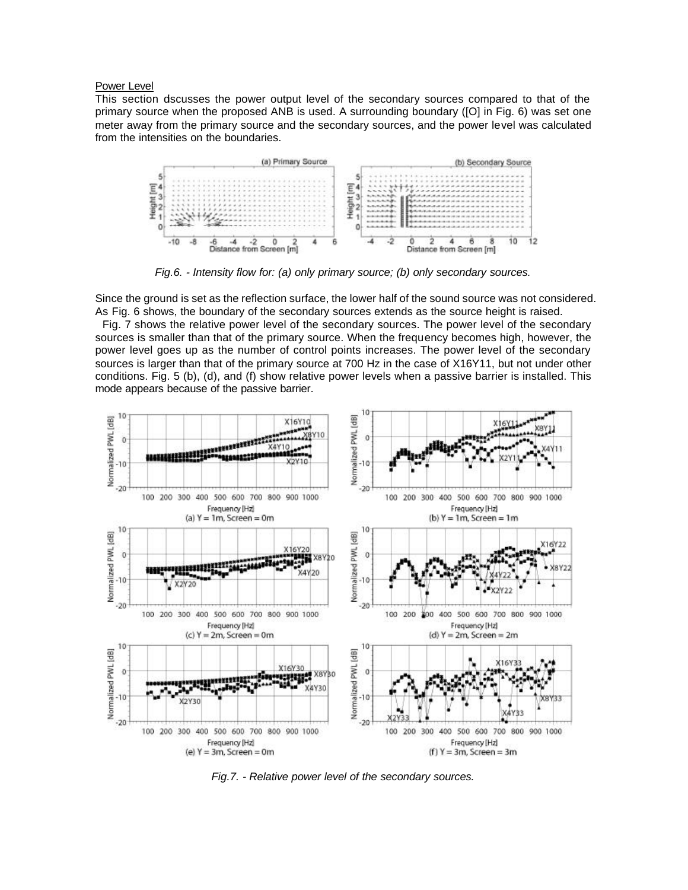Power Level

This section dscusses the power output level of the secondary sources compared to that of the primary source when the proposed ANB is used. A surrounding boundary ([O] in Fig. 6) was set one meter away from the primary source and the secondary sources, and the power level was calculated from the intensities on the boundaries.

(a) Primary Source

Height [m]

5
4
3
2
1
0

-10 -8 -6 -4 -2 0 2 4 6

Distance from Screen [m]

(b) Secondary Source

Height [m]

5
4
3
2
1
0

-4 -2 0 2 4 6 8 10 12

Distance from Screen [m]

*Fig.6. - Intensity flow for: (a) only primary source; (b) only secondary sources.*

Since the ground is set as the reflection surface, the lower half of the sound source was not considered. As Fig. 6 shows, the boundary of the secondary sources extends as the source height is raised.

Fig. 7 shows the relative power level of the secondary sources. The power level of the secondary sources is smaller than that of the primary source. When the frequency becomes high, however, the power level goes up as the number of control points increases. The power level of the secondary sources is larger than that of the primary source at 700 Hz in the case of X16Y11, but not under other conditions. Fig. 5 (b), (d), and (f) show relative power levels when a passive barrier is installed. This mode appears because of the passive barrier.

Normalized PWL [dB]

10
0
-10
-20

100 200 300 400 500 600 700 800 900 1000

Frequency [Hz]

(a) Y = 1m, Screen = 0m

X16Y10
X8Y10
X4Y10
X2Y10

Normalized PWL [dB]

10
0
-10
-20

100 200 300 400 500 600 700 800 900 1000

Frequency [Hz]

(b) Y = 1m, Screen = 1m

X16Y11
X8Y11
X4Y11
X2Y11

Normalized PWL [dB]

10
0
-10
-20

100 200 300 400 500 600 700 800 900 1000

Frequency [Hz]

(c) Y = 2m, Screen = 0m

X16Y20
X8Y20
X4Y20
X2Y20

Normalized PWL [dB]

10
0
-10
-20

100 200 300 400 500 600 700 800 900 1000

Frequency [Hz]

(d) Y = 2m, Screen = 2m

X16Y22
X8Y22
X4Y22
X2Y22

Normalized PWL [dB]

10
0
-10
-20

100 200 300 400 500 600 700 800 900 1000

Frequency [Hz]

(e) Y = 3m, Screen = 0m

X16Y30
X8Y30
X4Y30
X2Y30

Normalized PWL [dB]

10
0
-10
-20

100 200 300 400 500 600 700 800 900 1000

Frequency [Hz]

(f) Y = 3m, Screen = 3m

X16Y33
X8Y33
X4Y33
X2Y33

*Fig.7. - Relative power level of the secondary sources.*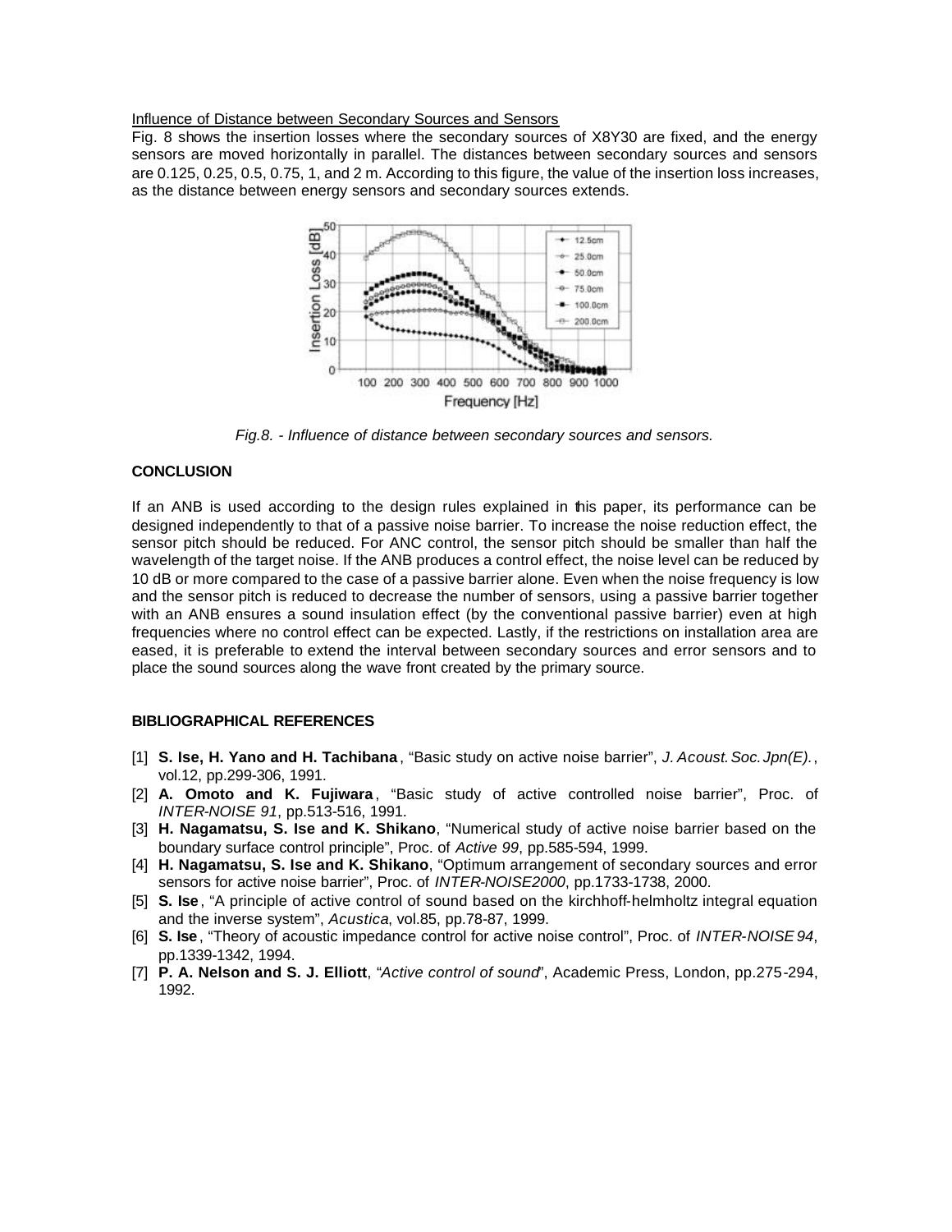Influence of Distance between Secondary Sources and Sensors

Fig. 8 shows the insertion losses where the secondary sources of X8Y30 are fixed, and the energy sensors are moved horizontally in parallel. The distances between secondary sources and sensors are 0.125, 0.25, 0.5, 0.75, 1, and 2 m. According to this figure, the value of the insertion loss increases, as the distance between energy sensors and secondary sources extends.

Insertion Loss [dB]
50
40
30
20
10
0
100 200 300 400 500 600 700 800 900 1000
Frequency [Hz]
12.5cm
25.0cm
50.0cm
75.0cm
100.0cm
200.0cm

*Fig.8. - Influence of distance between secondary sources and sensors.*

## CONCLUSION

If an ANB is used according to the design rules explained in this paper, its performance can be designed independently to that of a passive noise barrier. To increase the noise reduction effect, the sensor pitch should be reduced. For ANC control, the sensor pitch should be smaller than half the wavelength of the target noise. If the ANB produces a control effect, the noise level can be reduced by 10 dB or more compared to the case of a passive barrier alone. Even when the noise frequency is low and the sensor pitch is reduced to decrease the number of sensors, using a passive barrier together with an ANB ensures a sound insulation effect (by the conventional passive barrier) even at high frequencies where no control effect can be expected. Lastly, if the restrictions on installation area are eased, it is preferable to extend the interval between secondary sources and error sensors and to place the sound sources along the wave front created by the primary source.

## BIBLIOGRAPHICAL REFERENCES

[1] **S. Ise, H. Yano and H. Tachibana**, "Basic study on active noise barrier", *J. Acoust. Soc. Jpn(E).*, vol.12, pp.299-306, 1991.

[2] **A. Omoto and K. Fujiwara**, "Basic study of active controlled noise barrier", Proc. of *INTER-NOISE 91*, pp.513-516, 1991.

[3] **H. Nagamatsu, S. Ise and K. Shikano**, "Numerical study of active noise barrier based on the boundary surface control principle", Proc. of *Active 99*, pp.585-594, 1999.

[4] **H. Nagamatsu, S. Ise and K. Shikano**, "Optimum arrangement of secondary sources and error sensors for active noise barrier", Proc. of *INTER-NOISE2000*, pp.1733-1738, 2000.

[5] **S. Ise**, "A principle of active control of sound based on the kirchhoff-helmholtz integral equation and the inverse system", *Acustica*, vol.85, pp.78-87, 1999.

[6] **S. Ise**, "Theory of acoustic impedance control for active noise control", Proc. of *INTER-NOISE 94*, pp.1339-1342, 1994.

[7] **P. A. Nelson and S. J. Elliott**, "*Active control of sound*", Academic Press, London, pp.275-294, 1992.